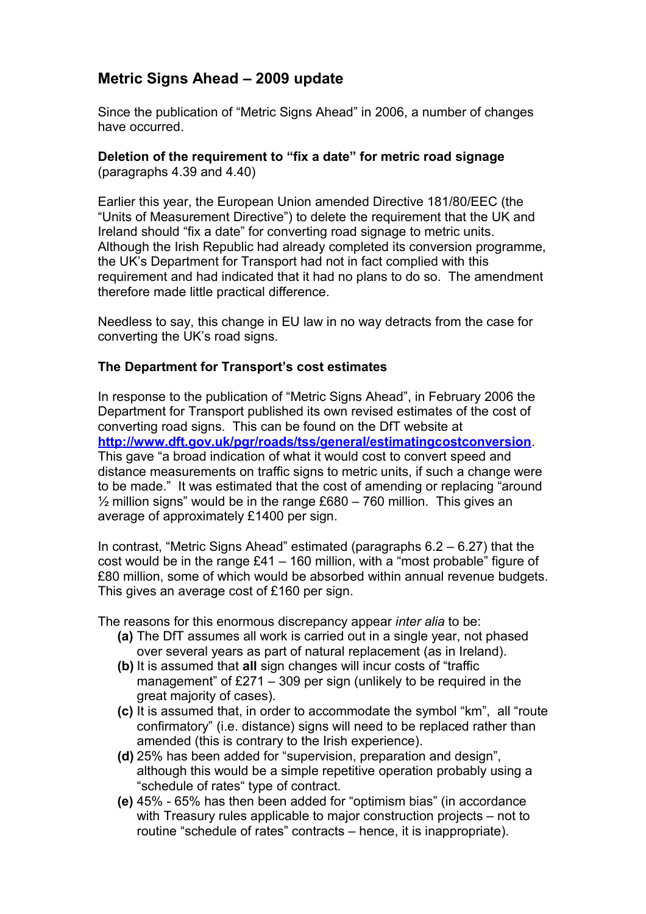## Metric Signs Ahead – 2009 update

Since the publication of "Metric Signs Ahead" in 2006, a number of changes have occurred.

**Deletion of the requirement to "fix a date" for metric road signage** (paragraphs 4.39 and 4.40)

Earlier this year, the European Union amended Directive 181/80/EEC (the "Units of Measurement Directive") to delete the requirement that the UK and Ireland should "fix a date" for converting road signage to metric units. Although the Irish Republic had already completed its conversion programme, the UK's Department for Transport had not in fact complied with this requirement and had indicated that it had no plans to do so. The amendment therefore made little practical difference.

Needless to say, this change in EU law in no way detracts from the case for converting the UK's road signs.

**The Department for Transport's cost estimates**

In response to the publication of "Metric Signs Ahead", in February 2006 the Department for Transport published its own revised estimates of the cost of converting road signs. This can be found on the DfT website at **http://www.dft.gov.uk/pgr/roads/tss/general/estimatingcostconversion**. This gave "a broad indication of what it would cost to convert speed and distance measurements on traffic signs to metric units, if such a change were to be made." It was estimated that the cost of amending or replacing "around ½ million signs" would be in the range £680 – 760 million. This gives an average of approximately £1400 per sign.

In contrast, "Metric Signs Ahead" estimated (paragraphs 6.2 – 6.27) that the cost would be in the range £41 – 160 million, with a "most probable" figure of £80 million, some of which would be absorbed within annual revenue budgets. This gives an average cost of £160 per sign.

The reasons for this enormous discrepancy appear *inter alia* to be:

- **(a)** The DfT assumes all work is carried out in a single year, not phased over several years as part of natural replacement (as in Ireland).
- **(b)** It is assumed that **all** sign changes will incur costs of "traffic management" of £271 – 309 per sign (unlikely to be required in the great majority of cases).
- **(c)** It is assumed that, in order to accommodate the symbol "km", all "route confirmatory" (i.e. distance) signs will need to be replaced rather than amended (this is contrary to the Irish experience).
- **(d)** 25% has been added for "supervision, preparation and design", although this would be a simple repetitive operation probably using a "schedule of rates" type of contract.
- **(e)** 45% - 65% has then been added for "optimism bias" (in accordance with Treasury rules applicable to major construction projects – not to routine "schedule of rates" contracts – hence, it is inappropriate).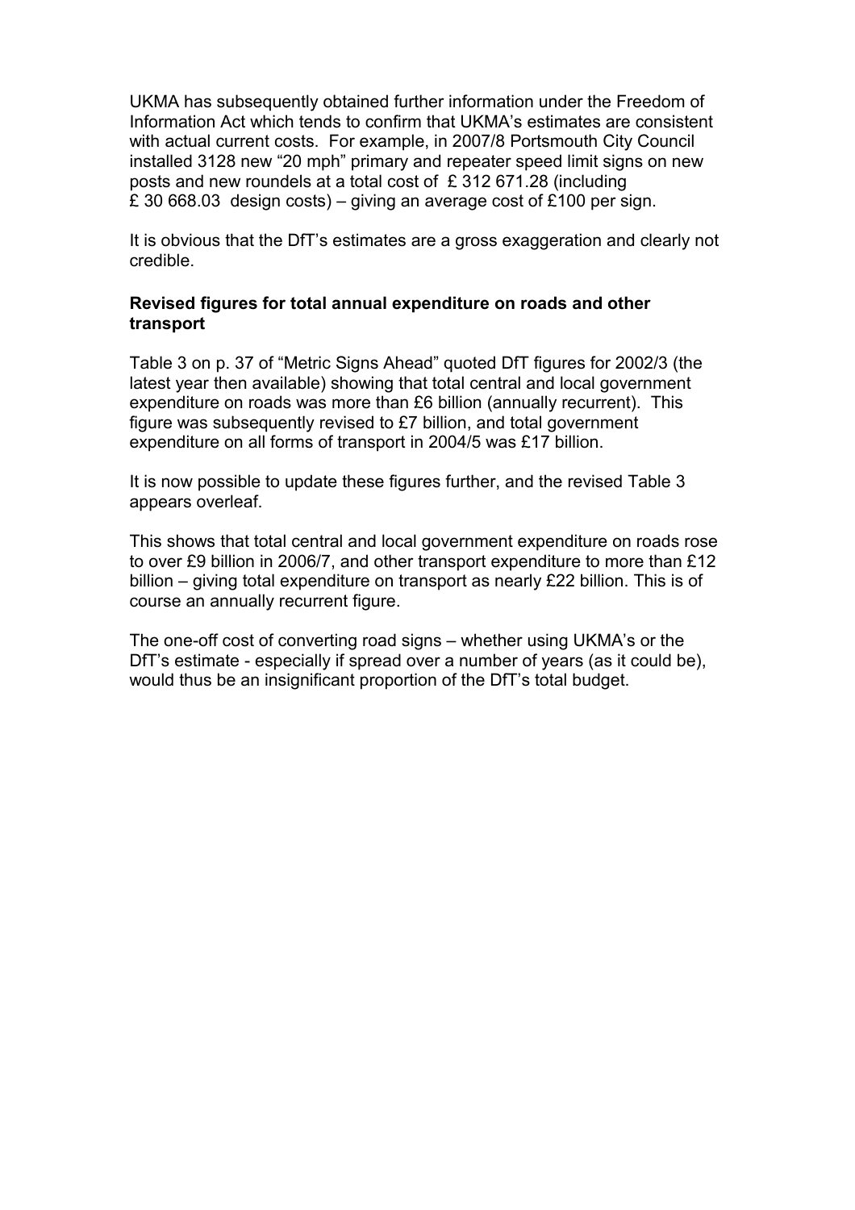UKMA has subsequently obtained further information under the Freedom of Information Act which tends to confirm that UKMA's estimates are consistent with actual current costs. For example, in 2007/8 Portsmouth City Council installed 3128 new "20 mph" primary and repeater speed limit signs on new posts and new roundels at a total cost of £ 312 671.28 (including £ 30 668.03 design costs) – giving an average cost of £100 per sign.

It is obvious that the DfT's estimates are a gross exaggeration and clearly not credible.

**Revised figures for total annual expenditure on roads and other transport**

Table 3 on p. 37 of "Metric Signs Ahead" quoted DfT figures for 2002/3 (the latest year then available) showing that total central and local government expenditure on roads was more than £6 billion (annually recurrent). This figure was subsequently revised to £7 billion, and total government expenditure on all forms of transport in 2004/5 was £17 billion.

It is now possible to update these figures further, and the revised Table 3 appears overleaf.

This shows that total central and local government expenditure on roads rose to over £9 billion in 2006/7, and other transport expenditure to more than £12 billion – giving total expenditure on transport as nearly £22 billion. This is of course an annually recurrent figure.

The one-off cost of converting road signs – whether using UKMA's or the DfT's estimate - especially if spread over a number of years (as it could be), would thus be an insignificant proportion of the DfT's total budget.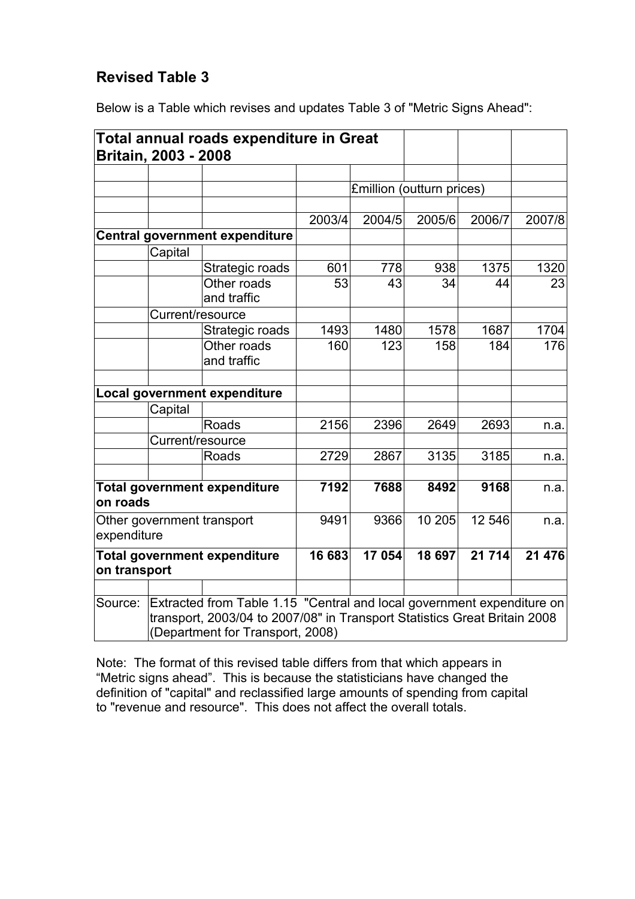## Revised Table 3

Below is a Table which revises and updates Table 3 of "Metric Signs Ahead":

**Total annual roads expenditure in Great Britain, 2003 - 2008**

| | | | | £million (outturn prices) | | | |
|---|---|---|---|---|---|---|---|
| | | | 2003/4 | 2004/5 | 2005/6 | 2006/7 | 2007/8 |
| **Central government expenditure** | | | | | | | |
| | Capital | | | | | | |
| | | Strategic roads | 601 | 778 | 938 | 1375 | 1320 |
| | | Other roads and traffic | 53 | 43 | 34 | 44 | 23 |
| | Current/resource | | | | | | |
| | | Strategic roads | 1493 | 1480 | 1578 | 1687 | 1704 |
| | | Other roads and traffic | 160 | 123 | 158 | 184 | 176 |
| **Local government expenditure** | | | | | | | |
| | Capital | | | | | | |
| | | Roads | 2156 | 2396 | 2649 | 2693 | n.a. |
| | Current/resource | | | | | | |
| | | Roads | 2729 | 2867 | 3135 | 3185 | n.a. |
| **Total government expenditure on roads** | | | **7192** | **7688** | **8492** | **9168** | n.a. |
| Other government transport expenditure | | | 9491 | 9366 | 10 205 | 12 546 | n.a. |
| **Total government expenditure on transport** | | | **16 683** | **17 054** | **18 697** | **21 714** | **21 476** |

Source: Extracted from Table 1.15 "Central and local government expenditure on transport, 2003/04 to 2007/08" in Transport Statistics Great Britain 2008 (Department for Transport, 2008)

Note: The format of this revised table differs from that which appears in "Metric signs ahead". This is because the statisticians have changed the definition of "capital" and reclassified large amounts of spending from capital to "revenue and resource". This does not affect the overall totals.